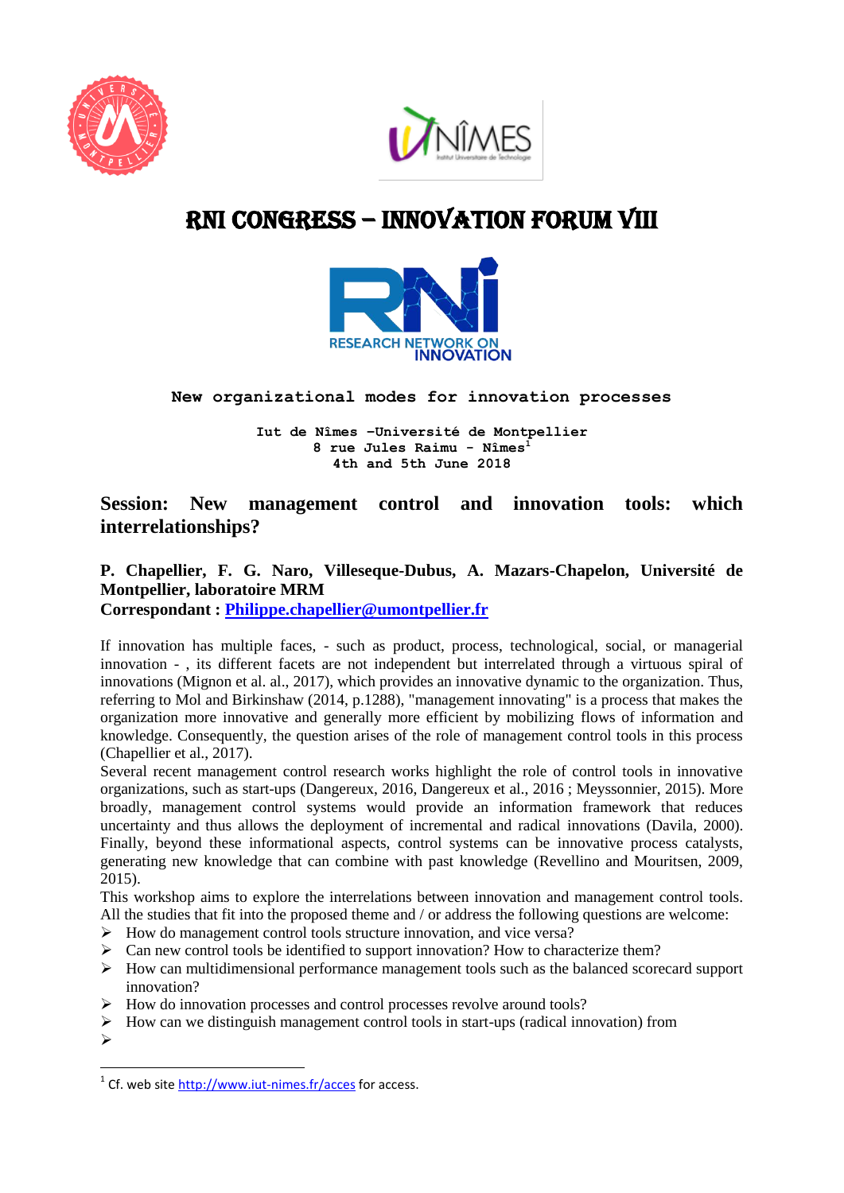# RNI CONGRESS – INNOVATION FORUM VIII

RESEARCH NETWORK ON INNOVATION

**New organizational modes for innovation processes**

**Iut de Nîmes –Université de Montpellier**
**8 rue Jules Raimu - Nîmes[1]**
**4th and 5th June 2018**

## Session: New management control and innovation tools: which interrelationships?

**P. Chapellier, F. G. Naro, Villeseque-Dubus, A. Mazars-Chapelon, Université de Montpellier, laboratoire MRM**
**Correspondant : Philippe.chapellier@umontpellier.fr**

If innovation has multiple faces, - such as product, process, technological, social, or managerial innovation - , its different facets are not independent but interrelated through a virtuous spiral of innovations (Mignon et al. al., 2017), which provides an innovative dynamic to the organization. Thus, referring to Mol and Birkinshaw (2014, p.1288), "management innovating" is a process that makes the organization more innovative and generally more efficient by mobilizing flows of information and knowledge. Consequently, the question arises of the role of management control tools in this process (Chapellier et al., 2017).

Several recent management control research works highlight the role of control tools in innovative organizations, such as start-ups (Dangereux, 2016, Dangereux et al., 2016 ; Meyssonnier, 2015). More broadly, management control systems would provide an information framework that reduces uncertainty and thus allows the deployment of incremental and radical innovations (Davila, 2000). Finally, beyond these informational aspects, control systems can be innovative process catalysts, generating new knowledge that can combine with past knowledge (Revellino and Mouritsen, 2009, 2015).

This workshop aims to explore the interrelations between innovation and management control tools. All the studies that fit into the proposed theme and / or address the following questions are welcome:

- How do management control tools structure innovation, and vice versa?
- Can new control tools be identified to support innovation? How to characterize them?
- How can multidimensional performance management tools such as the balanced scorecard support innovation?
- How do innovation processes and control processes revolve around tools?
- How can we distinguish management control tools in start-ups (radical innovation) from
- 

[1] Cf. web site http://www.iut-nimes.fr/acces for access.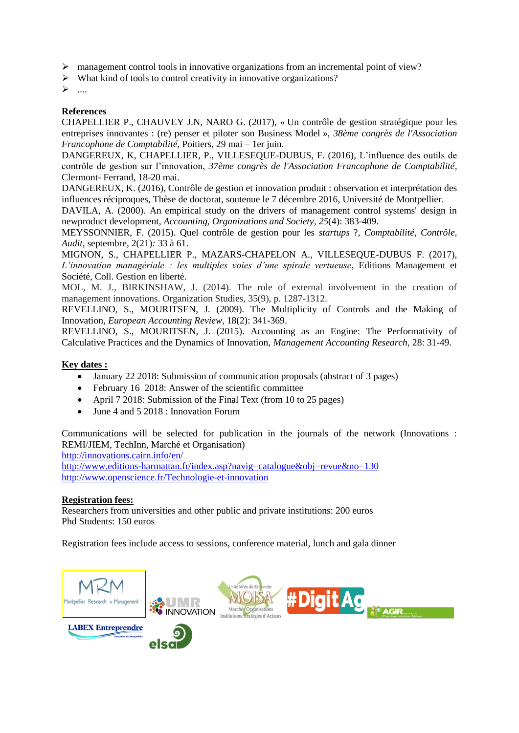- management control tools in innovative organizations from an incremental point of view?
- What kind of tools to control creativity in innovative organizations?
- ....

**References**

CHAPELLIER P., CHAUVEY J.N, NARO G. (2017), « Un contrôle de gestion stratégique pour les entreprises innovantes : (re) penser et piloter son Business Model », *38ème congrès de l'Association Francophone de Comptabilité*, Poitiers, 29 mai – 1er juin.

DANGEREUX, K, CHAPELLIER, P., VILLESEQUE-DUBUS, F. (2016), L'influence des outils de contrôle de gestion sur l'innovation, *37ème congrès de l'Association Francophone de Comptabilité*, Clermont- Ferrand, 18-20 mai.

DANGEREUX, K. (2016), Contrôle de gestion et innovation produit : observation et interprétation des influences réciproques, Thèse de doctorat, soutenue le 7 décembre 2016, Université de Montpellier.

DAVILA, A. (2000). An empirical study on the drivers of management control systems' design in newproduct development, *Accounting, Organizations and Society*, *25*(4): 383-409.

MEYSSONNIER, F. (2015). Quel contrôle de gestion pour les *startups* ?, *Comptabilité, Contrôle, Audit*, septembre, 2(21): 33 à 61.

MIGNON, S., CHAPELLIER P., MAZARS-CHAPELON A., VILLESEQUE-DUBUS F. (2017), *L'innovation managériale : les multiples voies d'une spirale vertueuse*, Editions Management et Société, Coll. Gestion en liberté.

MOL, M. J., BIRKINSHAW, J. (2014). The role of external involvement in the creation of management innovations. Organization Studies, 35(9), p. 1287-1312.

REVELLINO, S., MOURITSEN, J. (2009). The Multiplicity of Controls and the Making of Innovation, *European Accounting Review*, 18(2): 341-369.

REVELLINO, S., MOURITSEN, J. (2015). Accounting as an Engine: The Performativity of Calculative Practices and the Dynamics of Innovation, *Management Accounting Research*, 28: 31-49.

**Key dates :**

- January 22 2018: Submission of communication proposals (abstract of 3 pages)
- February 16 2018: Answer of the scientific committee
- April 7 2018: Submission of the Final Text (from 10 to 25 pages)
- June 4 and 5 2018 : Innovation Forum

Communications will be selected for publication in the journals of the network (Innovations : REMI/JIEM, TechInn, Marché et Organisation)

http://innovations.cairn.info/en/

http://www.editions-harmattan.fr/index.asp?navig=catalogue&obj=revue&no=130

http://www.openscience.fr/Technologie-et-innovation

**Registration fees:**

Researchers from universities and other public and private institutions: 200 euros

Phd Students: 150 euros

Registration fees include access to sessions, conference material, lunch and gala dinner